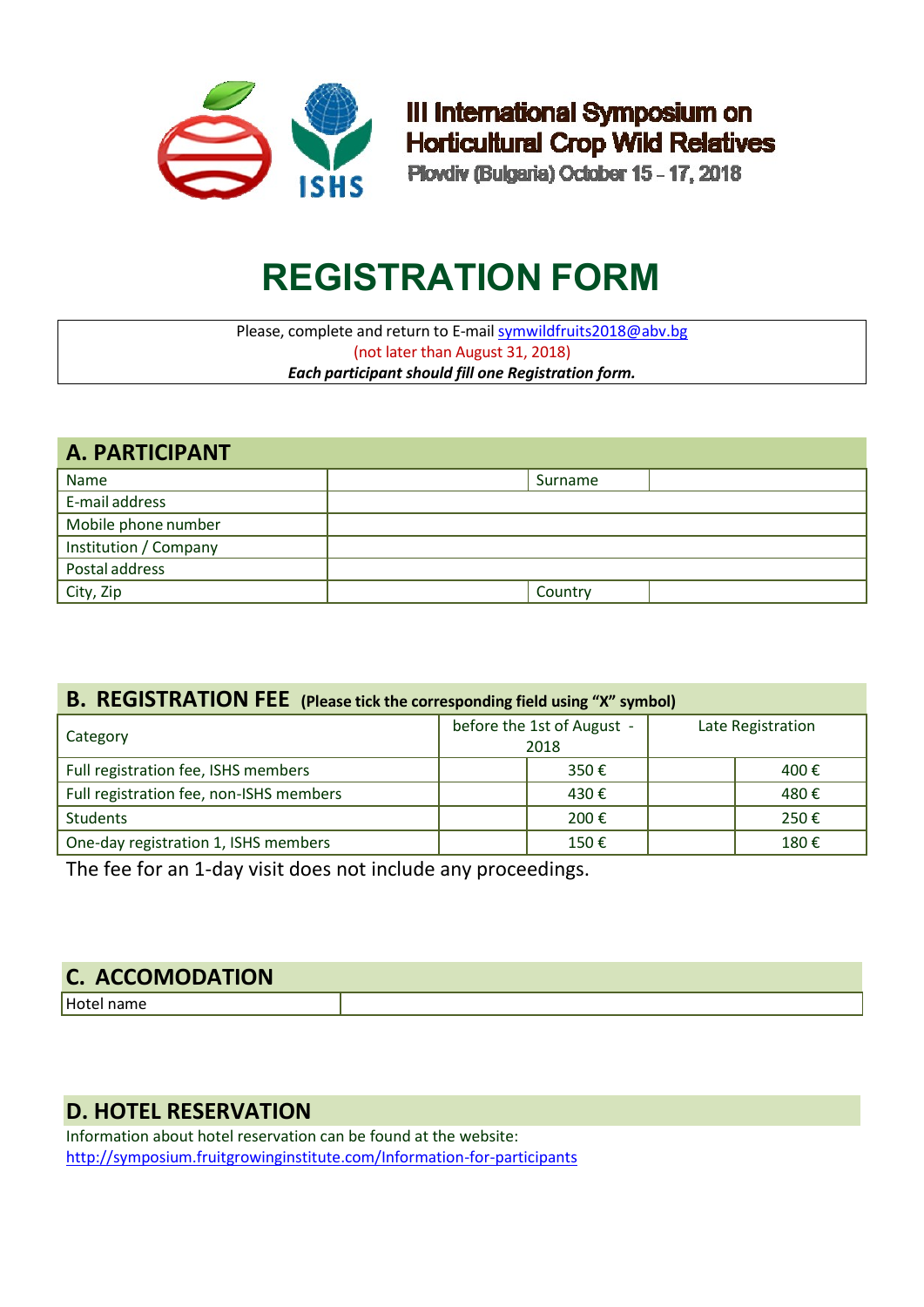III International Symposium on
Horticultural Crop Wild Relatives
Plovdiv (Bulgaria) October 15 – 17, 2018

# REGISTRATION FORM

Please, complete and return to E-mail symwildfruits2018@abv.bg
(not later than August 31, 2018)
***Each participant should fill one Registration form.***

## A. PARTICIPANT

| Name | | Surname | |
|---|---|---|---|
| E-mail address | | | |
| Mobile phone number | | | |
| Institution / Company | | | |
| Postal address | | | |
| City, Zip | | Country | |

## B. REGISTRATION FEE (Please tick the corresponding field using "X" symbol)

| Category | before the 1st of August - 2018 | | Late Registration | |
|---|---|---|---|---|
| Full registration fee, ISHS members | | 350 € | | 400 € |
| Full registration fee, non-ISHS members | | 430 € | | 480 € |
| Students | | 200 € | | 250 € |
| One-day registration 1, ISHS members | | 150 € | | 180 € |

The fee for an 1-day visit does not include any proceedings.

## C. ACCOMODATION

| Hotel name | |
|---|---|

## D. HOTEL RESERVATION

Information about hotel reservation can be found at the website:
http://symposium.fruitgrowinginstitute.com/Information-for-participants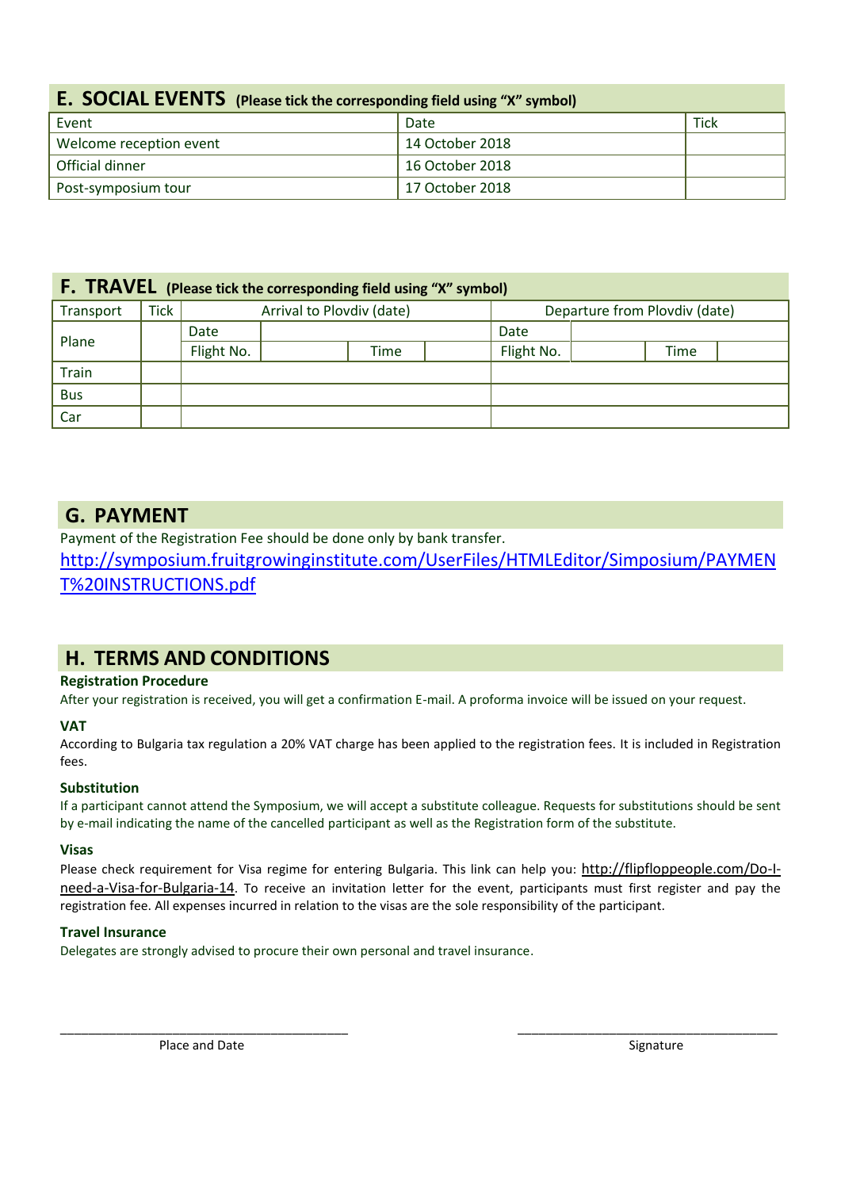## E. SOCIAL EVENTS (Please tick the corresponding field using “X” symbol)

| Event | Date | Tick |
|---|---|---|
| Welcome reception event | 14 October 2018 | |
| Official dinner | 16 October 2018 | |
| Post-symposium tour | 17 October 2018 | |

## F. TRAVEL (Please tick the corresponding field using “X” symbol)

| Transport | Tick | Arrival to Plovdiv (date) | | | | Departure from Plovdiv (date) | | | |
|---|---|---|---|---|---|---|---|---|---|
| Plane | | Date | | | | Date | | | |
| | | Flight No. | | Time | | Flight No. | | Time | |
| Train | | | | | | | | | |
| Bus | | | | | | | | | |
| Car | | | | | | | | | |

## G. PAYMENT

Payment of the Registration Fee should be done only by bank transfer.
http://symposium.fruitgrowinginstitute.com/UserFiles/HTMLEditor/Simposium/PAYMENT%20INSTRUCTIONS.pdf

## H. TERMS AND CONDITIONS

**Registration Procedure**

After your registration is received, you will get a confirmation E-mail. A proforma invoice will be issued on your request.

**VAT**

According to Bulgaria tax regulation a 20% VAT charge has been applied to the registration fees. It is included in Registration fees.

**Substitution**

If a participant cannot attend the Symposium, we will accept a substitute colleague. Requests for substitutions should be sent by e-mail indicating the name of the cancelled participant as well as the Registration form of the substitute.

**Visas**

Please check requirement for Visa regime for entering Bulgaria. This link can help you: http://flipfloppeople.com/Do-I-need-a-Visa-for-Bulgaria-14. To receive an invitation letter for the event, participants must first register and pay the registration fee. All expenses incurred in relation to the visas are the sole responsibility of the participant.

**Travel Insurance**

Delegates are strongly advised to procure their own personal and travel insurance.

\_\_\_\_\_\_\_\_\_\_\_\_\_\_\_\_\_\_\_\_\_\_\_\_\_\_\_\_\_\_\_\_\_\_\_\_\_\_\_\_
Place and Date

\_\_\_\_\_\_\_\_\_\_\_\_\_\_\_\_\_\_\_\_\_\_\_\_\_\_\_\_\_\_\_\_\_\_\_\_\_\_\_\_
Signature